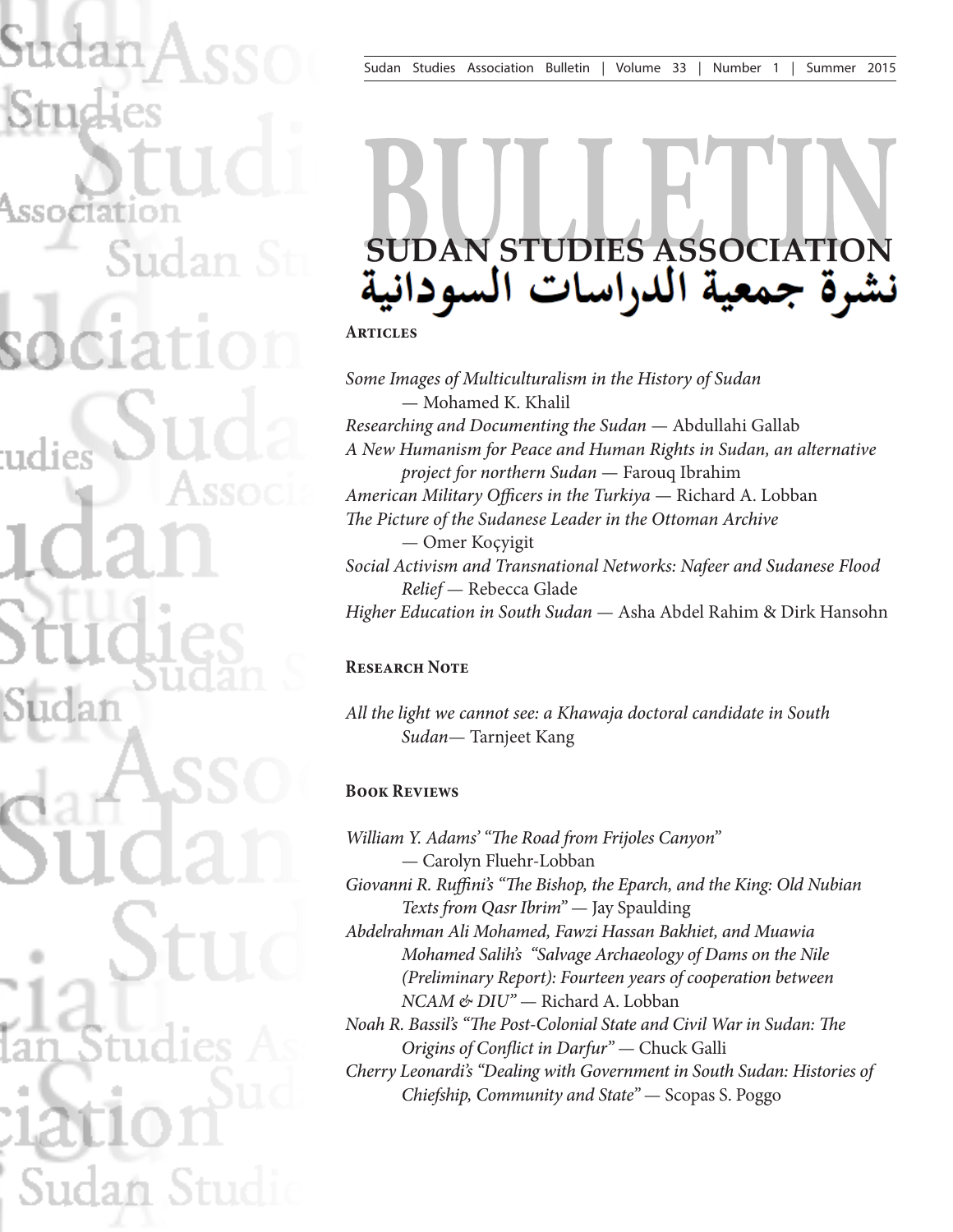# BULLETIN

# SUDAN STUDIES ASSOCIATION

# نشرة جمعية الدراسات السودانية

## Articles

*Some Images of Multiculturalism in the History of Sudan* — Mohamed K. Khalil

*Researching and Documenting the Sudan* — Abdullahi Gallab

*A New Humanism for Peace and Human Rights in Sudan, an alternative project for northern Sudan* — Farouq Ibrahim

*American Military Officers in the Turkiya* — Richard A. Lobban

*The Picture of the Sudanese Leader in the Ottoman Archive* — Omer Koçyigit

*Social Activism and Transnational Networks: Nafeer and Sudanese Flood Relief* — Rebecca Glade

*Higher Education in South Sudan* — Asha Abdel Rahim & Dirk Hansohn

## Research Note

*All the light we cannot see: a Khawaja doctoral candidate in South Sudan*— Tarnjeet Kang

## Book Reviews

*William Y. Adams' "The Road from Frijoles Canyon"* — Carolyn Fluehr-Lobban

*Giovanni R. Ruffini's "The Bishop, the Eparch, and the King: Old Nubian Texts from Qasr Ibrim"* — Jay Spaulding

*Abdelrahman Ali Mohamed, Fawzi Hassan Bakhiet, and Muawia Mohamed Salih's "Salvage Archaeology of Dams on the Nile (Preliminary Report): Fourteen years of cooperation between NCAM & DIU"* — Richard A. Lobban

*Noah R. Bassil's "The Post-Colonial State and Civil War in Sudan: The Origins of Conflict in Darfur"* — Chuck Galli

*Cherry Leonardi's "Dealing with Government in South Sudan: Histories of Chiefship, Community and State"* — Scopas S. Poggo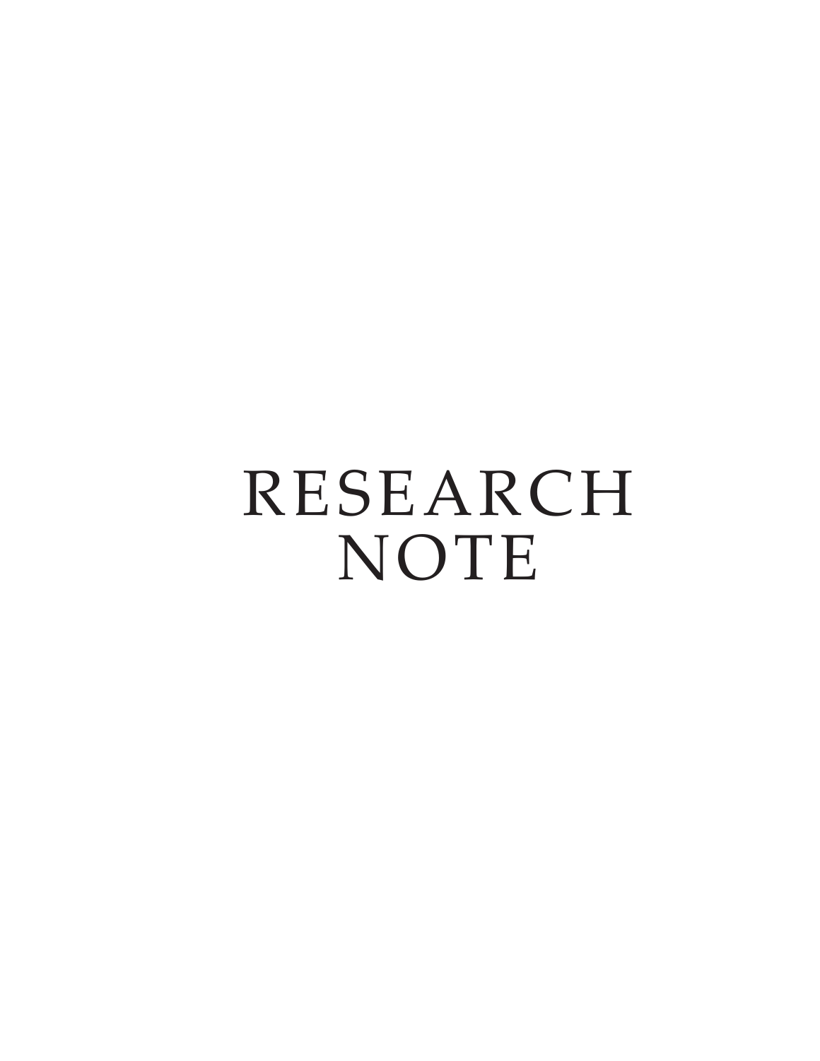# RESEARCH NOTE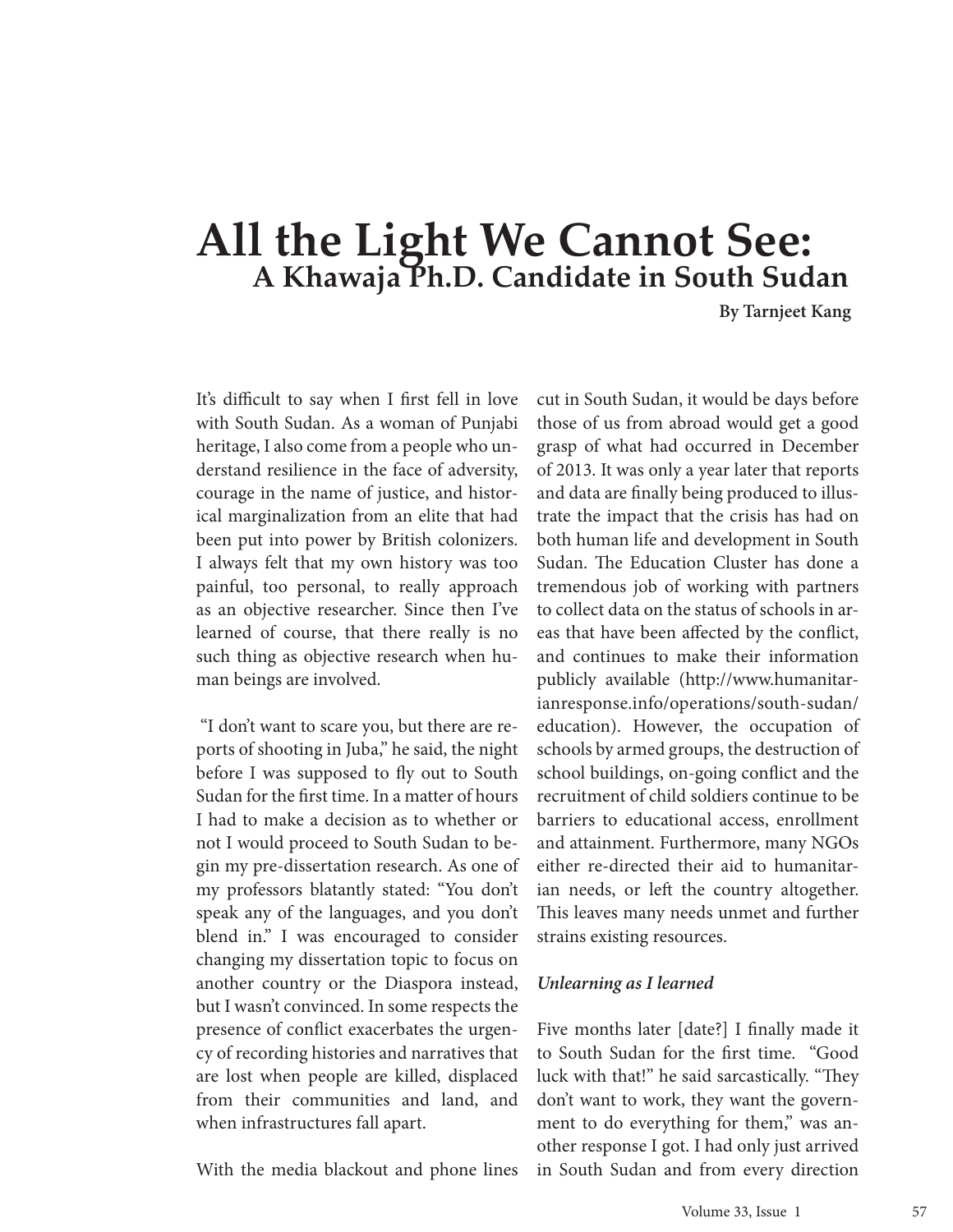# All the Light We Cannot See:
## A Khawaja Ph.D. Candidate in South Sudan

**By Tarnjeet Kang**

It's difficult to say when I first fell in love with South Sudan. As a woman of Punjabi heritage, I also come from a people who understand resilience in the face of adversity, courage in the name of justice, and historical marginalization from an elite that had been put into power by British colonizers. I always felt that my own history was too painful, too personal, to really approach as an objective researcher. Since then I've learned of course, that there really is no such thing as objective research when human beings are involved.

"I don't want to scare you, but there are reports of shooting in Juba," he said, the night before I was supposed to fly out to South Sudan for the first time. In a matter of hours I had to make a decision as to whether or not I would proceed to South Sudan to begin my pre-dissertation research. As one of my professors blatantly stated: "You don't speak any of the languages, and you don't blend in." I was encouraged to consider changing my dissertation topic to focus on another country or the Diaspora instead, but I wasn't convinced. In some respects the presence of conflict exacerbates the urgency of recording histories and narratives that are lost when people are killed, displaced from their communities and land, and when infrastructures fall apart.

With the media blackout and phone lines cut in South Sudan, it would be days before those of us from abroad would get a good grasp of what had occurred in December of 2013. It was only a year later that reports and data are finally being produced to illustrate the impact that the crisis has had on both human life and development in South Sudan. The Education Cluster has done a tremendous job of working with partners to collect data on the status of schools in areas that have been affected by the conflict, and continues to make their information publicly available (http://www.humanitarianresponse.info/operations/south-sudan/education). However, the occupation of schools by armed groups, the destruction of school buildings, on-going conflict and the recruitment of child soldiers continue to be barriers to educational access, enrollment and attainment. Furthermore, many NGOs either re-directed their aid to humanitarian needs, or left the country altogether. This leaves many needs unmet and further strains existing resources.

***Unlearning as I learned***

Five months later [date?] I finally made it to South Sudan for the first time. "Good luck with that!" he said sarcastically. "They don't want to work, they want the government to do everything for them," was another response I got. I had only just arrived in South Sudan and from every direction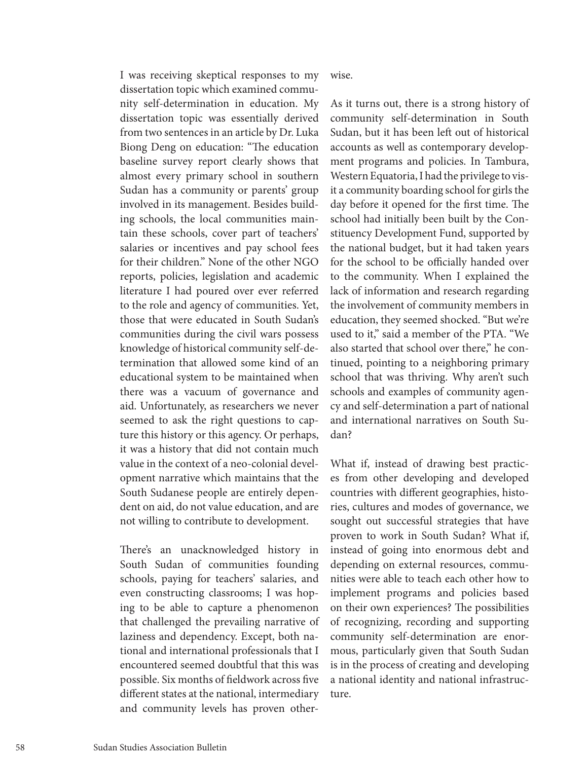I was receiving skeptical responses to my dissertation topic which examined community self-determination in education. My dissertation topic was essentially derived from two sentences in an article by Dr. Luka Biong Deng on education: "The education baseline survey report clearly shows that almost every primary school in southern Sudan has a community or parents' group involved in its management. Besides building schools, the local communities maintain these schools, cover part of teachers' salaries or incentives and pay school fees for their children." None of the other NGO reports, policies, legislation and academic literature I had poured over ever referred to the role and agency of communities. Yet, those that were educated in South Sudan's communities during the civil wars possess knowledge of historical community self-determination that allowed some kind of an educational system to be maintained when there was a vacuum of governance and aid. Unfortunately, as researchers we never seemed to ask the right questions to capture this history or this agency. Or perhaps, it was a history that did not contain much value in the context of a neo-colonial development narrative which maintains that the South Sudanese people are entirely dependent on aid, do not value education, and are not willing to contribute to development.

There's an unacknowledged history in South Sudan of communities founding schools, paying for teachers' salaries, and even constructing classrooms; I was hoping to be able to capture a phenomenon that challenged the prevailing narrative of laziness and dependency. Except, both national and international professionals that I encountered seemed doubtful that this was possible. Six months of fieldwork across five different states at the national, intermediary and community levels has proven otherwise.

As it turns out, there is a strong history of community self-determination in South Sudan, but it has been left out of historical accounts as well as contemporary development programs and policies. In Tambura, Western Equatoria, I had the privilege to visit a community boarding school for girls the day before it opened for the first time. The school had initially been built by the Constituency Development Fund, supported by the national budget, but it had taken years for the school to be officially handed over to the community. When I explained the lack of information and research regarding the involvement of community members in education, they seemed shocked. "But we're used to it," said a member of the PTA. "We also started that school over there," he continued, pointing to a neighboring primary school that was thriving. Why aren't such schools and examples of community agency and self-determination a part of national and international narratives on South Sudan?

What if, instead of drawing best practices from other developing and developed countries with different geographies, histories, cultures and modes of governance, we sought out successful strategies that have proven to work in South Sudan? What if, instead of going into enormous debt and depending on external resources, communities were able to teach each other how to implement programs and policies based on their own experiences? The possibilities of recognizing, recording and supporting community self-determination are enormous, particularly given that South Sudan is in the process of creating and developing a national identity and national infrastructure.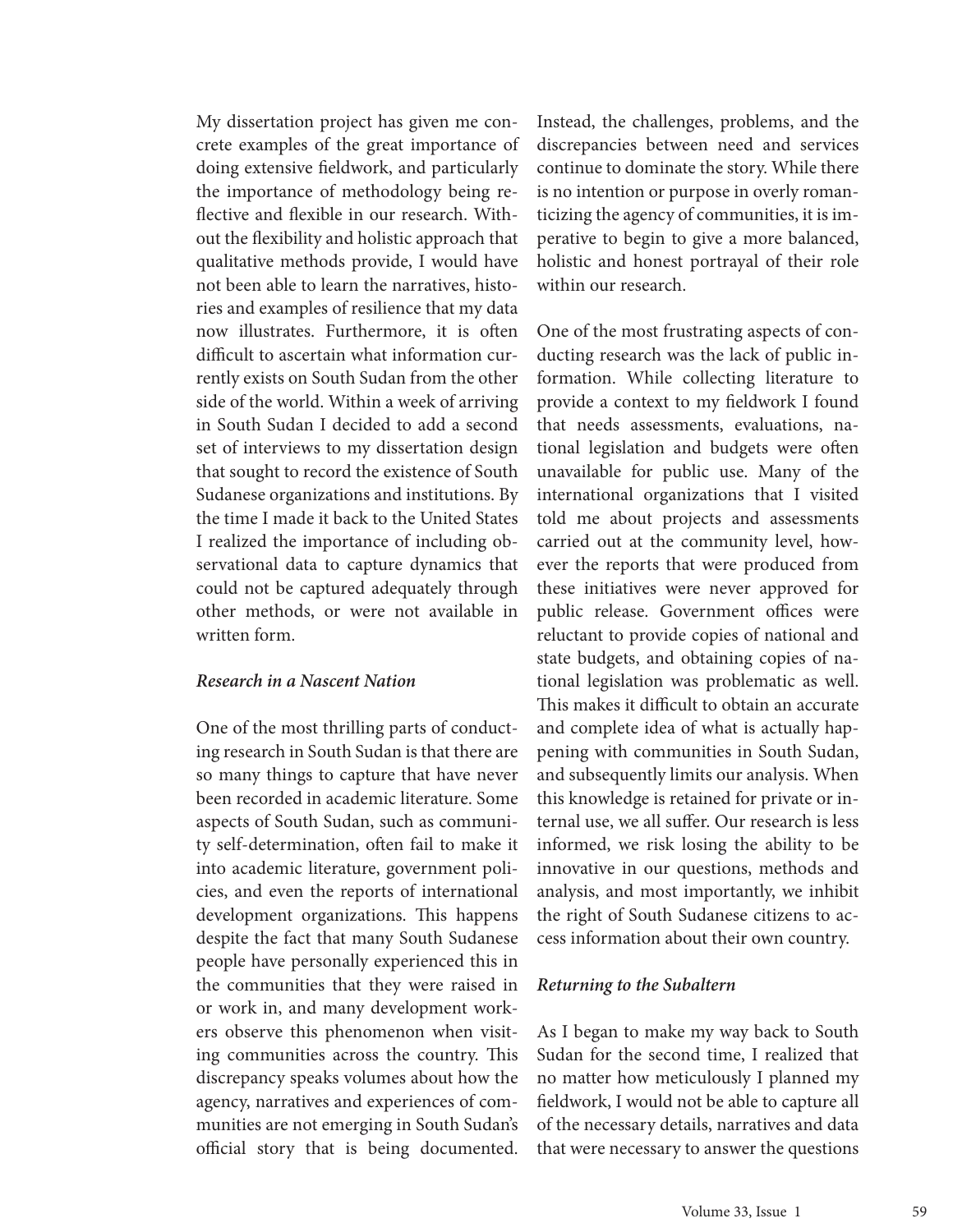My dissertation project has given me concrete examples of the great importance of doing extensive fieldwork, and particularly the importance of methodology being reflective and flexible in our research. Without the flexibility and holistic approach that qualitative methods provide, I would have not been able to learn the narratives, histories and examples of resilience that my data now illustrates. Furthermore, it is often difficult to ascertain what information currently exists on South Sudan from the other side of the world. Within a week of arriving in South Sudan I decided to add a second set of interviews to my dissertation design that sought to record the existence of South Sudanese organizations and institutions. By the time I made it back to the United States I realized the importance of including observational data to capture dynamics that could not be captured adequately through other methods, or were not available in written form.

### *Research in a Nascent Nation*

One of the most thrilling parts of conducting research in South Sudan is that there are so many things to capture that have never been recorded in academic literature. Some aspects of South Sudan, such as community self-determination, often fail to make it into academic literature, government policies, and even the reports of international development organizations. This happens despite the fact that many South Sudanese people have personally experienced this in the communities that they were raised in or work in, and many development workers observe this phenomenon when visiting communities across the country. This discrepancy speaks volumes about how the agency, narratives and experiences of communities are not emerging in South Sudan's official story that is being documented. Instead, the challenges, problems, and the discrepancies between need and services continue to dominate the story. While there is no intention or purpose in overly romanticizing the agency of communities, it is imperative to begin to give a more balanced, holistic and honest portrayal of their role within our research.

One of the most frustrating aspects of conducting research was the lack of public information. While collecting literature to provide a context to my fieldwork I found that needs assessments, evaluations, national legislation and budgets were often unavailable for public use. Many of the international organizations that I visited told me about projects and assessments carried out at the community level, however the reports that were produced from these initiatives were never approved for public release. Government offices were reluctant to provide copies of national and state budgets, and obtaining copies of national legislation was problematic as well. This makes it difficult to obtain an accurate and complete idea of what is actually happening with communities in South Sudan, and subsequently limits our analysis. When this knowledge is retained for private or internal use, we all suffer. Our research is less informed, we risk losing the ability to be innovative in our questions, methods and analysis, and most importantly, we inhibit the right of South Sudanese citizens to access information about their own country.

### *Returning to the Subaltern*

As I began to make my way back to South Sudan for the second time, I realized that no matter how meticulously I planned my fieldwork, I would not be able to capture all of the necessary details, narratives and data that were necessary to answer the questions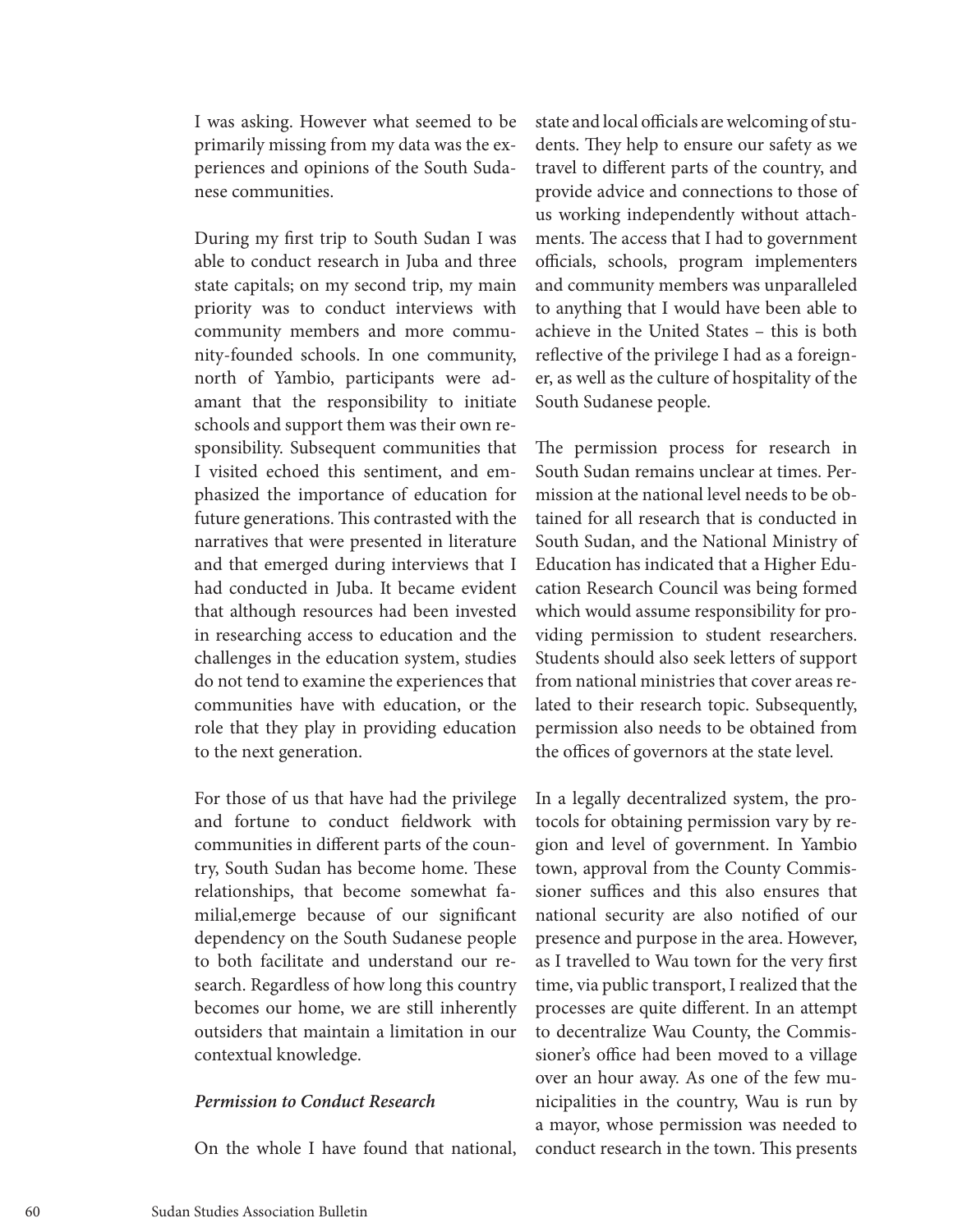I was asking. However what seemed to be primarily missing from my data was the experiences and opinions of the South Sudanese communities.

During my first trip to South Sudan I was able to conduct research in Juba and three state capitals; on my second trip, my main priority was to conduct interviews with community members and more community-founded schools. In one community, north of Yambio, participants were adamant that the responsibility to initiate schools and support them was their own responsibility. Subsequent communities that I visited echoed this sentiment, and emphasized the importance of education for future generations. This contrasted with the narratives that were presented in literature and that emerged during interviews that I had conducted in Juba. It became evident that although resources had been invested in researching access to education and the challenges in the education system, studies do not tend to examine the experiences that communities have with education, or the role that they play in providing education to the next generation.

For those of us that have had the privilege and fortune to conduct fieldwork with communities in different parts of the country, South Sudan has become home. These relationships, that become somewhat familial,emerge because of our significant dependency on the South Sudanese people to both facilitate and understand our research. Regardless of how long this country becomes our home, we are still inherently outsiders that maintain a limitation in our contextual knowledge.

***Permission to Conduct Research***

On the whole I have found that national, state and local officials are welcoming of students. They help to ensure our safety as we travel to different parts of the country, and provide advice and connections to those of us working independently without attachments. The access that I had to government officials, schools, program implementers and community members was unparalleled to anything that I would have been able to achieve in the United States – this is both reflective of the privilege I had as a foreigner, as well as the culture of hospitality of the South Sudanese people.

The permission process for research in South Sudan remains unclear at times. Permission at the national level needs to be obtained for all research that is conducted in South Sudan, and the National Ministry of Education has indicated that a Higher Education Research Council was being formed which would assume responsibility for providing permission to student researchers. Students should also seek letters of support from national ministries that cover areas related to their research topic. Subsequently, permission also needs to be obtained from the offices of governors at the state level.

In a legally decentralized system, the protocols for obtaining permission vary by region and level of government. In Yambio town, approval from the County Commissioner suffices and this also ensures that national security are also notified of our presence and purpose in the area. However, as I travelled to Wau town for the very first time, via public transport, I realized that the processes are quite different. In an attempt to decentralize Wau County, the Commissioner's office had been moved to a village over an hour away. As one of the few municipalities in the country, Wau is run by a mayor, whose permission was needed to conduct research in the town. This presents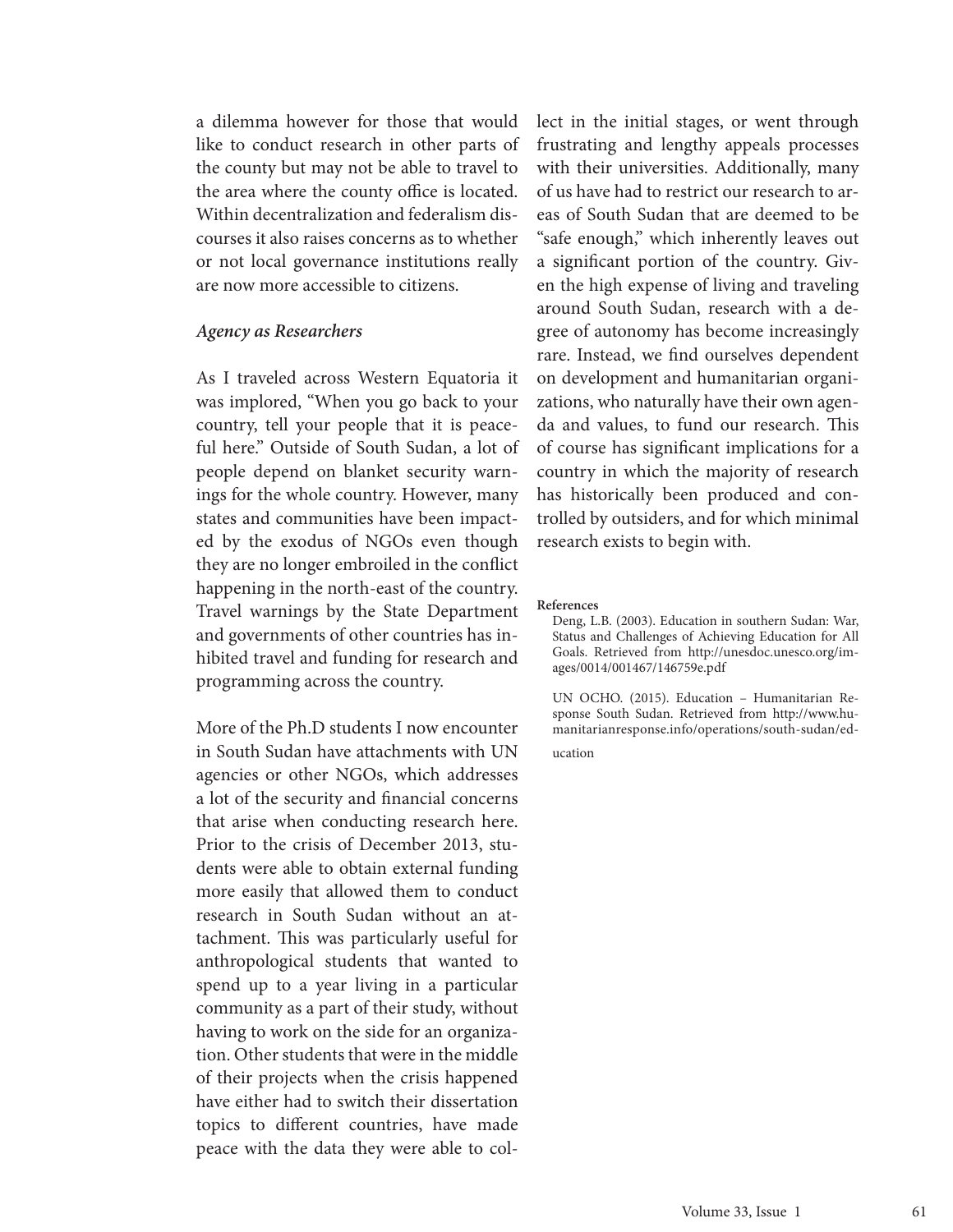a dilemma however for those that would like to conduct research in other parts of the county but may not be able to travel to the area where the county office is located. Within decentralization and federalism discourses it also raises concerns as to whether or not local governance institutions really are now more accessible to citizens.

***Agency as Researchers***

As I traveled across Western Equatoria it was implored, "When you go back to your country, tell your people that it is peaceful here." Outside of South Sudan, a lot of people depend on blanket security warnings for the whole country. However, many states and communities have been impacted by the exodus of NGOs even though they are no longer embroiled in the conflict happening in the north-east of the country. Travel warnings by the State Department and governments of other countries has inhibited travel and funding for research and programming across the country.

More of the Ph.D students I now encounter in South Sudan have attachments with UN agencies or other NGOs, which addresses a lot of the security and financial concerns that arise when conducting research here. Prior to the crisis of December 2013, students were able to obtain external funding more easily that allowed them to conduct research in South Sudan without an attachment. This was particularly useful for anthropological students that wanted to spend up to a year living in a particular community as a part of their study, without having to work on the side for an organization. Other students that were in the middle of their projects when the crisis happened have either had to switch their dissertation topics to different countries, have made peace with the data they were able to collect in the initial stages, or went through frustrating and lengthy appeals processes with their universities. Additionally, many of us have had to restrict our research to areas of South Sudan that are deemed to be "safe enough," which inherently leaves out a significant portion of the country. Given the high expense of living and traveling around South Sudan, research with a degree of autonomy has become increasingly rare. Instead, we find ourselves dependent on development and humanitarian organizations, who naturally have their own agenda and values, to fund our research. This of course has significant implications for a country in which the majority of research has historically been produced and controlled by outsiders, and for which minimal research exists to begin with.

**References**

Deng, L.B. (2003). Education in southern Sudan: War, Status and Challenges of Achieving Education for All Goals. Retrieved from http://unesdoc.unesco.org/images/0014/001467/146759e.pdf

UN OCHO. (2015). Education – Humanitarian Response South Sudan. Retrieved from http://www.humanitarianresponse.info/operations/south-sudan/education